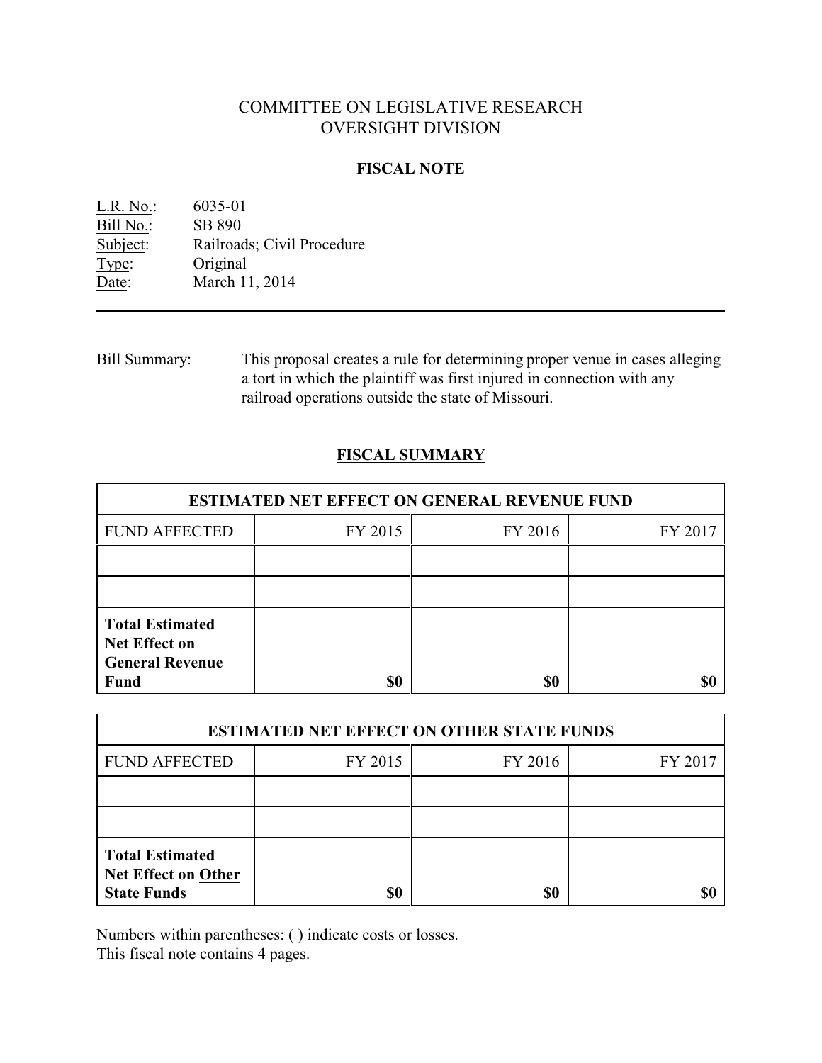# COMMITTEE ON LEGISLATIVE RESEARCH
# OVERSIGHT DIVISION

## FISCAL NOTE

L.R. No.: 6035-01
Bill No.: SB 890
Subject: Railroads; Civil Procedure
Type: Original
Date: March 11, 2014

---

Bill Summary: This proposal creates a rule for determining proper venue in cases alleging a tort in which the plaintiff was first injured in connection with any railroad operations outside the state of Missouri.

## FISCAL SUMMARY

| ESTIMATED NET EFFECT ON GENERAL REVENUE FUND | | | |
|---|---|---|---|
| FUND AFFECTED | FY 2015 | FY 2016 | FY 2017 |
| | | | |
| | | | |
| **Total Estimated Net Effect on General Revenue Fund** | **$0** | **$0** | **$0** |

| ESTIMATED NET EFFECT ON OTHER STATE FUNDS | | | |
|---|---|---|---|
| FUND AFFECTED | FY 2015 | FY 2016 | FY 2017 |
| | | | |
| | | | |
| **Total Estimated Net Effect on Other State Funds** | **$0** | **$0** | **$0** |

Numbers within parentheses: ( ) indicate costs or losses.
This fiscal note contains 4 pages.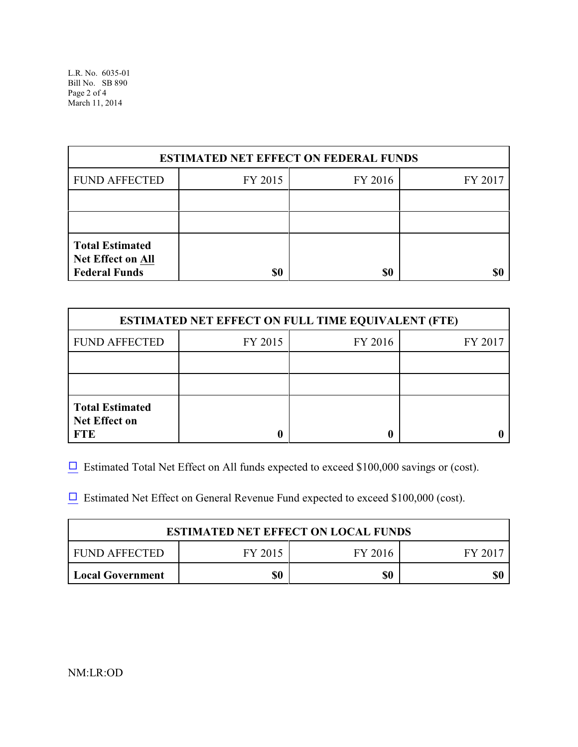| ESTIMATED NET EFFECT ON FEDERAL FUNDS | | | |
|---|---|---|---|
| FUND AFFECTED | FY 2015 | FY 2016 | FY 2017 |
| | | | |
| | | | |
| **Total Estimated Net Effect on All Federal Funds** | **$0** | **$0** | **$0** |

| ESTIMATED NET EFFECT ON FULL TIME EQUIVALENT (FTE) | | | |
|---|---|---|---|
| FUND AFFECTED | FY 2015 | FY 2016 | FY 2017 |
| | | | |
| | | | |
| **Total Estimated Net Effect on FTE** | **0** | **0** | **0** |

☐ Estimated Total Net Effect on All funds expected to exceed $100,000 savings or (cost).

☐ Estimated Net Effect on General Revenue Fund expected to exceed $100,000 (cost).

| ESTIMATED NET EFFECT ON LOCAL FUNDS | | | |
|---|---|---|---|
| FUND AFFECTED | FY 2015 | FY 2016 | FY 2017 |
| **Local Government** | **$0** | **$0** | **$0** |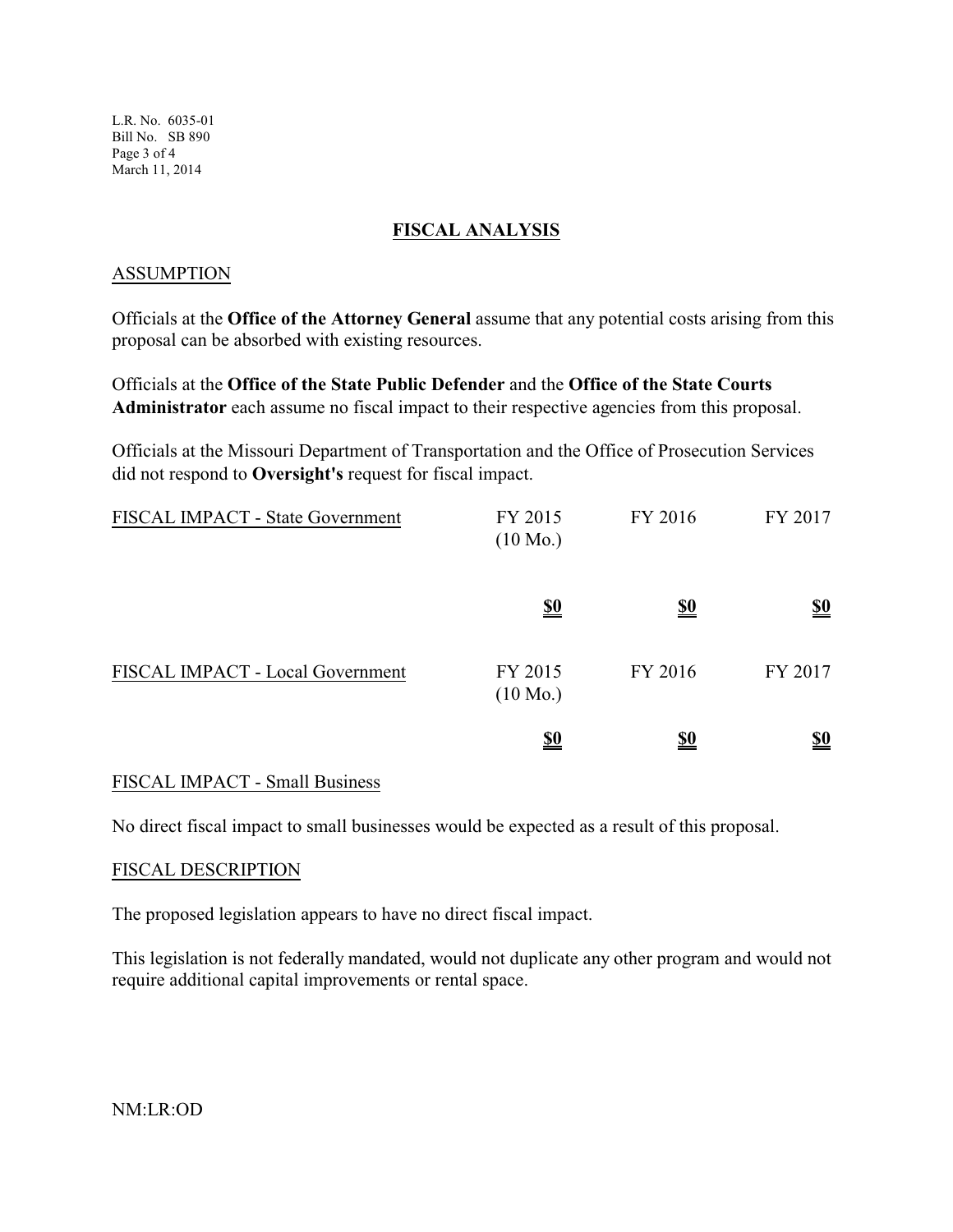## FISCAL ANALYSIS

### ASSUMPTION

Officials at the **Office of the Attorney General** assume that any potential costs arising from this proposal can be absorbed with existing resources.

Officials at the **Office of the State Public Defender** and the **Office of the State Courts Administrator** each assume no fiscal impact to their respective agencies from this proposal.

Officials at the Missouri Department of Transportation and the Office of Prosecution Services did not respond to **Oversight's** request for fiscal impact.

| FISCAL IMPACT - State Government | FY 2015 (10 Mo.) | FY 2016 | FY 2017 |
|---|---|---|---|
| | **$0** | **$0** | **$0** |

| FISCAL IMPACT - Local Government | FY 2015 (10 Mo.) | FY 2016 | FY 2017 |
|---|---|---|---|
| | **$0** | **$0** | **$0** |

### FISCAL IMPACT - Small Business

No direct fiscal impact to small businesses would be expected as a result of this proposal.

### FISCAL DESCRIPTION

The proposed legislation appears to have no direct fiscal impact.

This legislation is not federally mandated, would not duplicate any other program and would not require additional capital improvements or rental space.

NM:LR:OD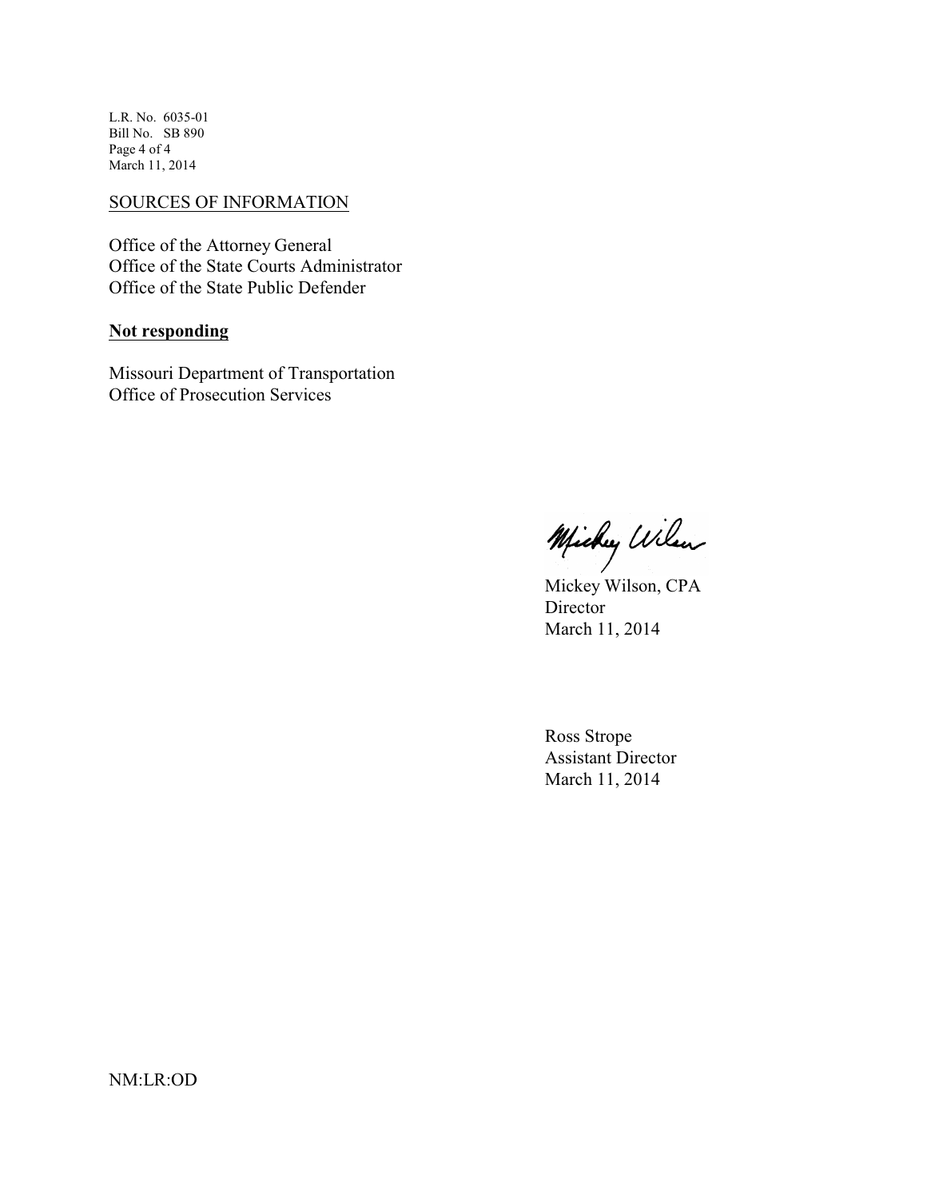SOURCES OF INFORMATION

Office of the Attorney General
Office of the State Courts Administrator
Office of the State Public Defender

**Not responding**

Missouri Department of Transportation
Office of Prosecution Services

Mickey Wilson, CPA
Director
March 11, 2014

Ross Strope
Assistant Director
March 11, 2014

NM:LR:OD